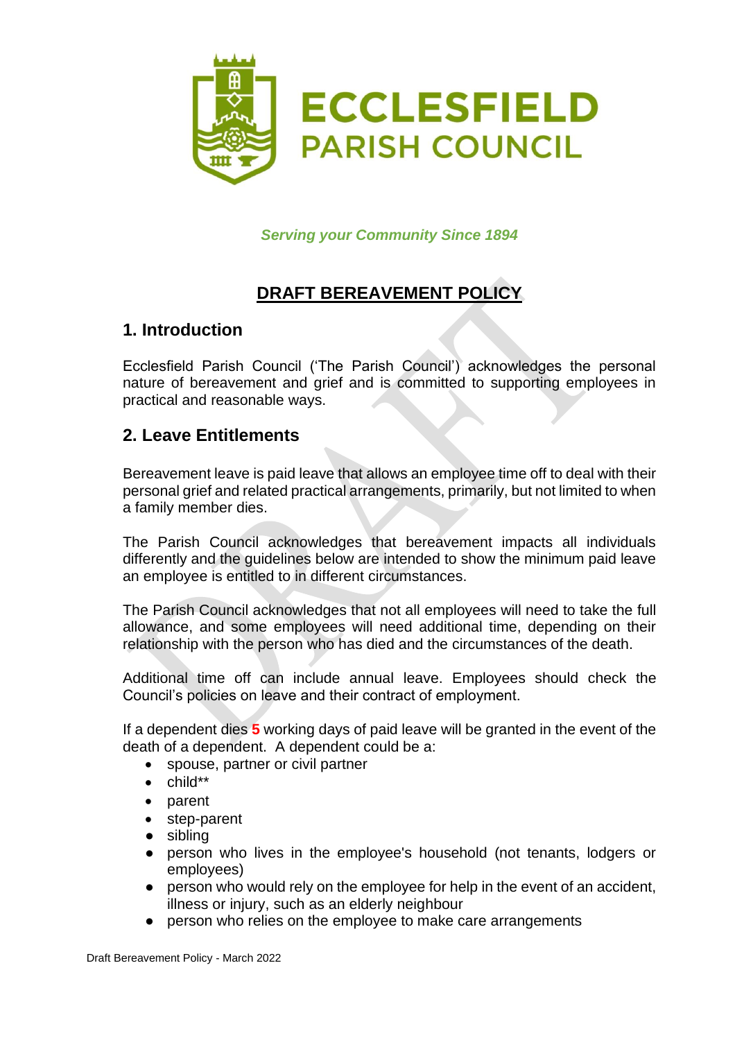# ECCLESFIELD PARISH COUNCIL

*Serving your Community Since 1894*

## DRAFT BEREAVEMENT POLICY

## 1. Introduction

Ecclesfield Parish Council ('The Parish Council') acknowledges the personal nature of bereavement and grief and is committed to supporting employees in practical and reasonable ways.

## 2. Leave Entitlements

Bereavement leave is paid leave that allows an employee time off to deal with their personal grief and related practical arrangements, primarily, but not limited to when a family member dies.

The Parish Council acknowledges that bereavement impacts all individuals differently and the guidelines below are intended to show the minimum paid leave an employee is entitled to in different circumstances.

The Parish Council acknowledges that not all employees will need to take the full allowance, and some employees will need additional time, depending on their relationship with the person who has died and the circumstances of the death.

Additional time off can include annual leave. Employees should check the Council's policies on leave and their contract of employment.

If a dependent dies **5** working days of paid leave will be granted in the event of the death of a dependent. A dependent could be a:

- spouse, partner or civil partner
- child**
- parent
- step-parent
- sibling
- person who lives in the employee's household (not tenants, lodgers or employees)
- person who would rely on the employee for help in the event of an accident, illness or injury, such as an elderly neighbour
- person who relies on the employee to make care arrangements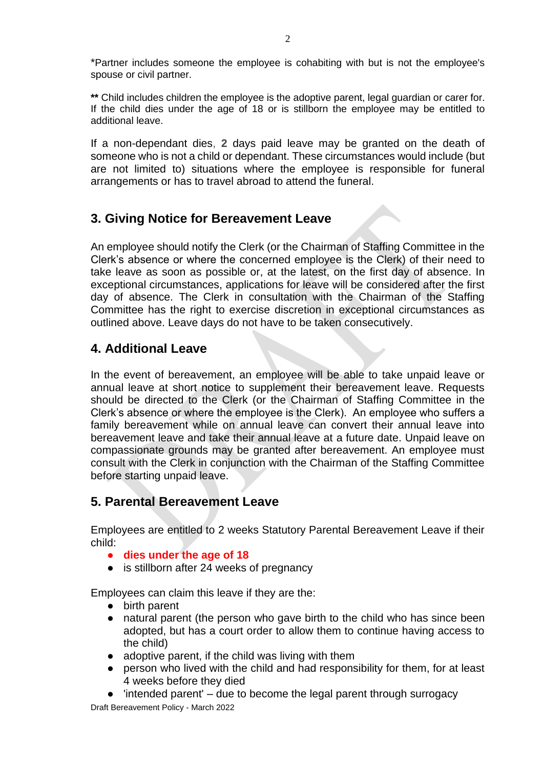*Partner includes someone the employee is cohabiting with but is not the employee's spouse or civil partner.

** Child includes children the employee is the adoptive parent, legal guardian or carer for. If the child dies under the age of 18 or is stillborn the employee may be entitled to additional leave.

If a non-dependant dies, **2** days paid leave may be granted on the death of someone who is not a child or dependant. These circumstances would include (but are not limited to) situations where the employee is responsible for funeral arrangements or has to travel abroad to attend the funeral.

## 3. Giving Notice for Bereavement Leave

An employee should notify the Clerk (or the Chairman of Staffing Committee in the Clerk's absence or where the concerned employee is the Clerk) of their need to take leave as soon as possible or, at the latest, on the first day of absence. In exceptional circumstances, applications for leave will be considered after the first day of absence. The Clerk in consultation with the Chairman of the Staffing Committee has the right to exercise discretion in exceptional circumstances as outlined above. Leave days do not have to be taken consecutively.

## 4. Additional Leave

In the event of bereavement, an employee will be able to take unpaid leave or annual leave at short notice to supplement their bereavement leave. Requests should be directed to the Clerk (or the Chairman of Staffing Committee in the Clerk's absence or where the employee is the Clerk). An employee who suffers a family bereavement while on annual leave can convert their annual leave into bereavement leave and take their annual leave at a future date. Unpaid leave on compassionate grounds may be granted after bereavement. An employee must consult with the Clerk in conjunction with the Chairman of the Staffing Committee before starting unpaid leave.

## 5. Parental Bereavement Leave

Employees are entitled to 2 weeks Statutory Parental Bereavement Leave if their child:

- **dies under the age of 18**
- is stillborn after 24 weeks of pregnancy

Employees can claim this leave if they are the:

- birth parent
- natural parent (the person who gave birth to the child who has since been adopted, but has a court order to allow them to continue having access to the child)
- adoptive parent, if the child was living with them
- person who lived with the child and had responsibility for them, for at least 4 weeks before they died
- 'intended parent' – due to become the legal parent through surrogacy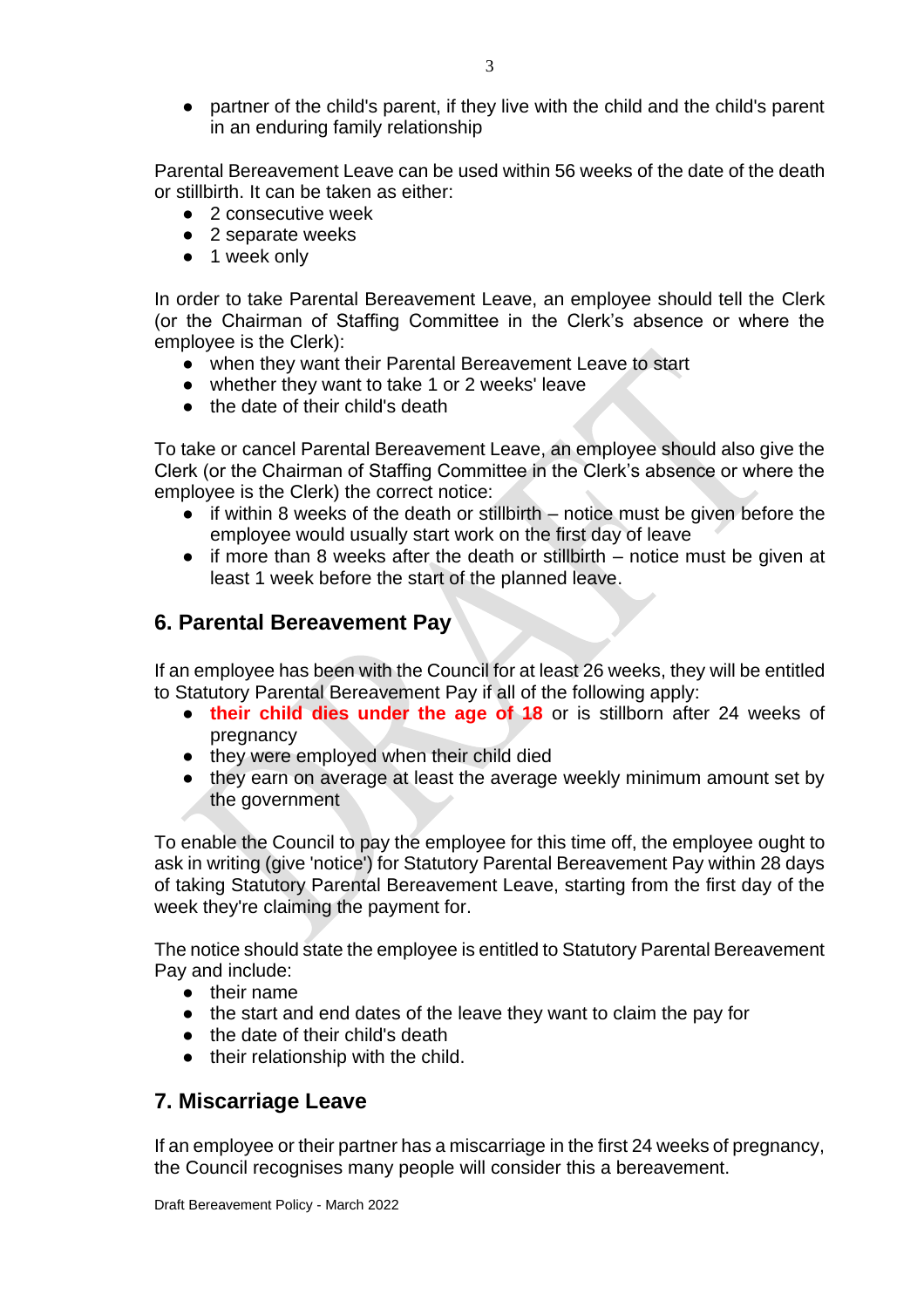- partner of the child's parent, if they live with the child and the child's parent in an enduring family relationship

Parental Bereavement Leave can be used within 56 weeks of the date of the death or stillbirth. It can be taken as either:

- 2 consecutive week
- 2 separate weeks
- 1 week only

In order to take Parental Bereavement Leave, an employee should tell the Clerk (or the Chairman of Staffing Committee in the Clerk's absence or where the employee is the Clerk):

- when they want their Parental Bereavement Leave to start
- whether they want to take 1 or 2 weeks' leave
- the date of their child's death

To take or cancel Parental Bereavement Leave, an employee should also give the Clerk (or the Chairman of Staffing Committee in the Clerk's absence or where the employee is the Clerk) the correct notice:

- if within 8 weeks of the death or stillbirth – notice must be given before the employee would usually start work on the first day of leave
- if more than 8 weeks after the death or stillbirth – notice must be given at least 1 week before the start of the planned leave.

## 6. Parental Bereavement Pay

If an employee has been with the Council for at least 26 weeks, they will be entitled to Statutory Parental Bereavement Pay if all of the following apply:

- **their child dies under the age of 18** or is stillborn after 24 weeks of pregnancy
- they were employed when their child died
- they earn on average at least the average weekly minimum amount set by the government

To enable the Council to pay the employee for this time off, the employee ought to ask in writing (give 'notice') for Statutory Parental Bereavement Pay within 28 days of taking Statutory Parental Bereavement Leave, starting from the first day of the week they're claiming the payment for.

The notice should state the employee is entitled to Statutory Parental Bereavement Pay and include:

- their name
- the start and end dates of the leave they want to claim the pay for
- the date of their child's death
- their relationship with the child.

## 7. Miscarriage Leave

If an employee or their partner has a miscarriage in the first 24 weeks of pregnancy, the Council recognises many people will consider this a bereavement.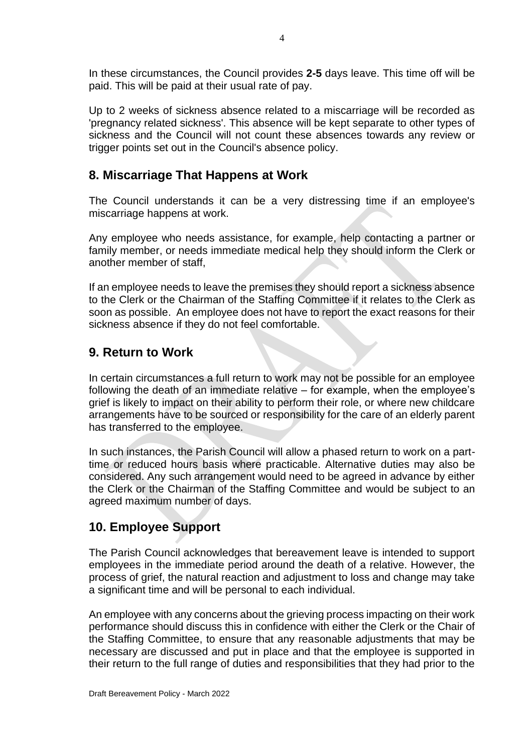In these circumstances, the Council provides **2-5** days leave. This time off will be paid. This will be paid at their usual rate of pay.

Up to 2 weeks of sickness absence related to a miscarriage will be recorded as 'pregnancy related sickness'. This absence will be kept separate to other types of sickness and the Council will not count these absences towards any review or trigger points set out in the Council's absence policy.

## 8. Miscarriage That Happens at Work

The Council understands it can be a very distressing time if an employee's miscarriage happens at work.

Any employee who needs assistance, for example, help contacting a partner or family member, or needs immediate medical help they should inform the Clerk or another member of staff,

If an employee needs to leave the premises they should report a sickness absence to the Clerk or the Chairman of the Staffing Committee if it relates to the Clerk as soon as possible. An employee does not have to report the exact reasons for their sickness absence if they do not feel comfortable.

## 9. Return to Work

In certain circumstances a full return to work may not be possible for an employee following the death of an immediate relative – for example, when the employee's grief is likely to impact on their ability to perform their role, or where new childcare arrangements have to be sourced or responsibility for the care of an elderly parent has transferred to the employee.

In such instances, the Parish Council will allow a phased return to work on a part-time or reduced hours basis where practicable. Alternative duties may also be considered. Any such arrangement would need to be agreed in advance by either the Clerk or the Chairman of the Staffing Committee and would be subject to an agreed maximum number of days.

## 10. Employee Support

The Parish Council acknowledges that bereavement leave is intended to support employees in the immediate period around the death of a relative. However, the process of grief, the natural reaction and adjustment to loss and change may take a significant time and will be personal to each individual.

An employee with any concerns about the grieving process impacting on their work performance should discuss this in confidence with either the Clerk or the Chair of the Staffing Committee, to ensure that any reasonable adjustments that may be necessary are discussed and put in place and that the employee is supported in their return to the full range of duties and responsibilities that they had prior to the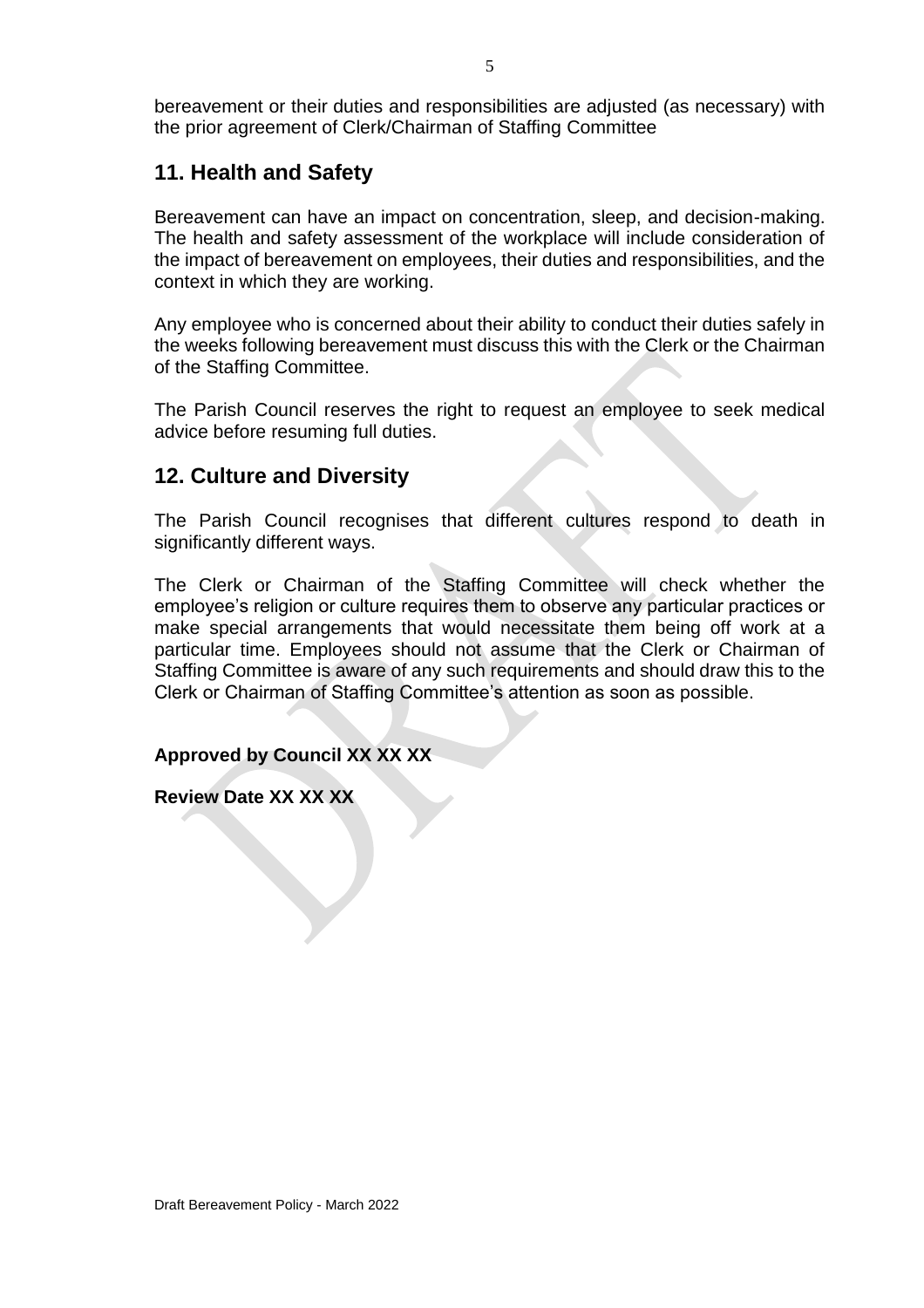bereavement or their duties and responsibilities are adjusted (as necessary) with the prior agreement of Clerk/Chairman of Staffing Committee

## 11. Health and Safety

Bereavement can have an impact on concentration, sleep, and decision-making. The health and safety assessment of the workplace will include consideration of the impact of bereavement on employees, their duties and responsibilities, and the context in which they are working.

Any employee who is concerned about their ability to conduct their duties safely in the weeks following bereavement must discuss this with the Clerk or the Chairman of the Staffing Committee.

The Parish Council reserves the right to request an employee to seek medical advice before resuming full duties.

## 12. Culture and Diversity

The Parish Council recognises that different cultures respond to death in significantly different ways.

The Clerk or Chairman of the Staffing Committee will check whether the employee's religion or culture requires them to observe any particular practices or make special arrangements that would necessitate them being off work at a particular time. Employees should not assume that the Clerk or Chairman of Staffing Committee is aware of any such requirements and should draw this to the Clerk or Chairman of Staffing Committee's attention as soon as possible.

**Approved by Council XX XX XX**

**Review Date XX XX XX**